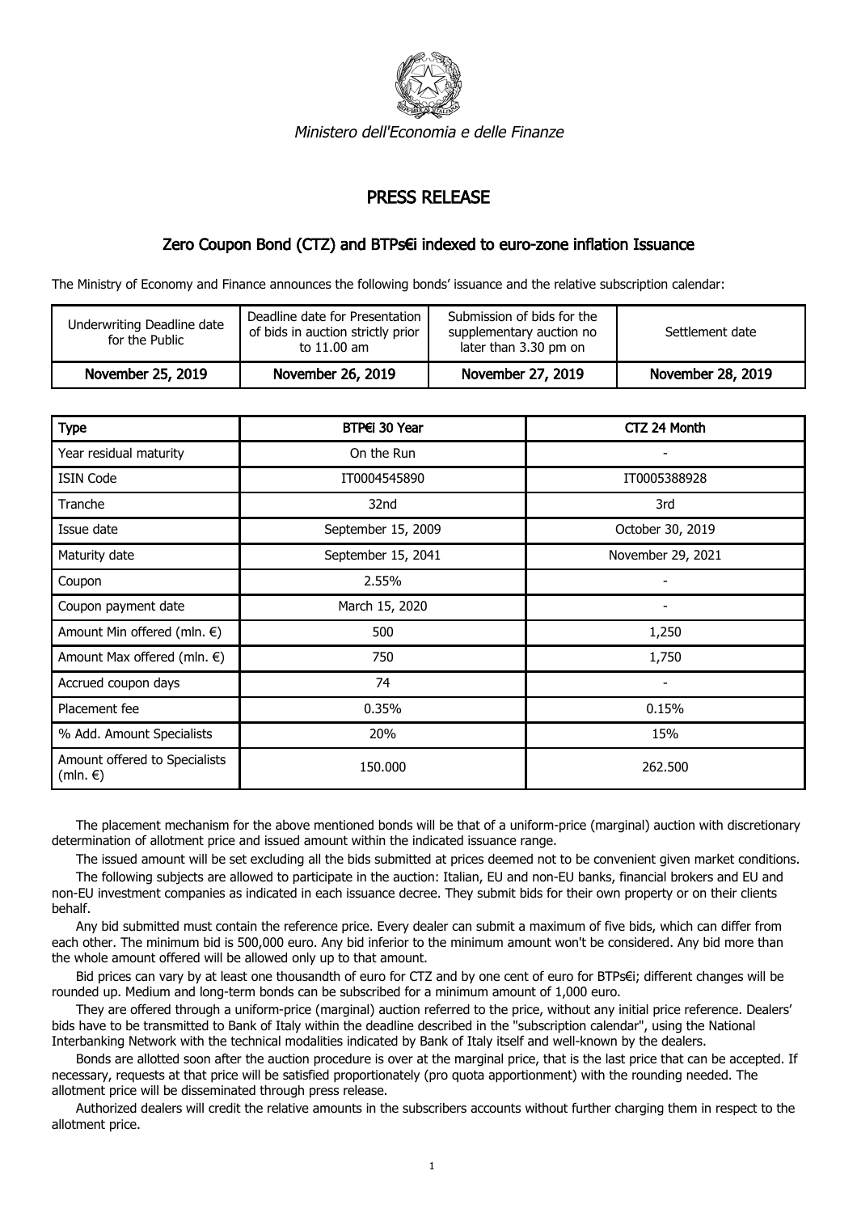*Ministero dell'Economia e delle Finanze*

# PRESS RELEASE

## Zero Coupon Bond (CTZ) and BTPs€i indexed to euro-zone inflation Issuance

The Ministry of Economy and Finance announces the following bonds' issuance and the relative subscription calendar:

| Underwriting Deadline date for the Public | Deadline date for Presentation of bids in auction strictly prior to 11.00 am | Submission of bids for the supplementary auction no later than 3.30 pm on | Settlement date |
|---|---|---|---|
| **November 25, 2019** | **November 26, 2019** | **November 27, 2019** | **November 28, 2019** |

| **Type** | **BTP€i 30 Year** | **CTZ 24 Month** |
|---|---|---|
| Year residual maturity | On the Run | - |
| ISIN Code | IT0004545890 | IT0005388928 |
| Tranche | 32nd | 3rd |
| Issue date | September 15, 2009 | October 30, 2019 |
| Maturity date | September 15, 2041 | November 29, 2021 |
| Coupon | 2.55% | - |
| Coupon payment date | March 15, 2020 | - |
| Amount Min offered (mln. €) | 500 | 1,250 |
| Amount Max offered (mln. €) | 750 | 1,750 |
| Accrued coupon days | 74 | - |
| Placement fee | 0.35% | 0.15% |
| % Add. Amount Specialists | 20% | 15% |
| Amount offered to Specialists (mln. €) | 150.000 | 262.500 |

The placement mechanism for the above mentioned bonds will be that of a uniform-price (marginal) auction with discretionary determination of allotment price and issued amount within the indicated issuance range.

The issued amount will be set excluding all the bids submitted at prices deemed not to be convenient given market conditions.

The following subjects are allowed to participate in the auction: Italian, EU and non-EU banks, financial brokers and EU and non-EU investment companies as indicated in each issuance decree. They submit bids for their own property or on their clients behalf.

Any bid submitted must contain the reference price. Every dealer can submit a maximum of five bids, which can differ from each other. The minimum bid is 500,000 euro. Any bid inferior to the minimum amount won't be considered. Any bid more than the whole amount offered will be allowed only up to that amount.

Bid prices can vary by at least one thousandth of euro for CTZ and by one cent of euro for BTPs€i; different changes will be rounded up. Medium and long-term bonds can be subscribed for a minimum amount of 1,000 euro.

They are offered through a uniform-price (marginal) auction referred to the price, without any initial price reference. Dealers' bids have to be transmitted to Bank of Italy within the deadline described in the "subscription calendar", using the National Interbanking Network with the technical modalities indicated by Bank of Italy itself and well-known by the dealers.

Bonds are allotted soon after the auction procedure is over at the marginal price, that is the last price that can be accepted. If necessary, requests at that price will be satisfied proportionately (pro quota apportionment) with the rounding needed. The allotment price will be disseminated through press release.

Authorized dealers will credit the relative amounts in the subscribers accounts without further charging them in respect to the allotment price.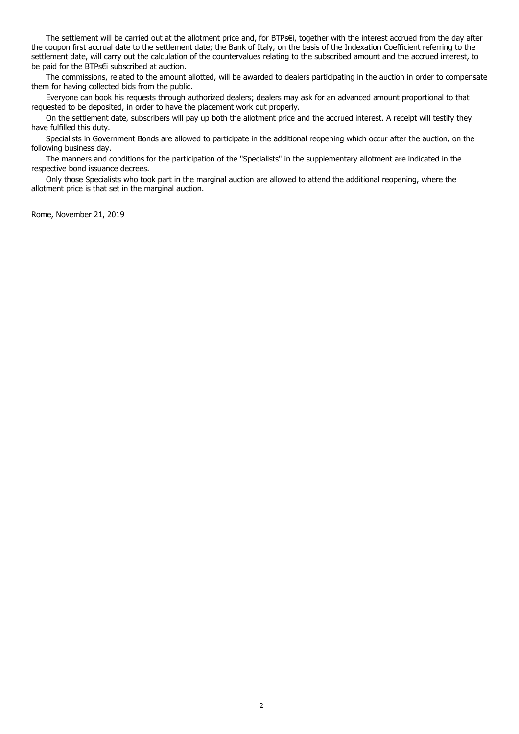The settlement will be carried out at the allotment price and, for BTPs€i, together with the interest accrued from the day after the coupon first accrual date to the settlement date; the Bank of Italy, on the basis of the Indexation Coefficient referring to the settlement date, will carry out the calculation of the countervalues relating to the subscribed amount and the accrued interest, to be paid for the BTPs€i subscribed at auction.

The commissions, related to the amount allotted, will be awarded to dealers participating in the auction in order to compensate them for having collected bids from the public.

Everyone can book his requests through authorized dealers; dealers may ask for an advanced amount proportional to that requested to be deposited, in order to have the placement work out properly.

On the settlement date, subscribers will pay up both the allotment price and the accrued interest. A receipt will testify they have fulfilled this duty.

Specialists in Government Bonds are allowed to participate in the additional reopening which occur after the auction, on the following business day.

The manners and conditions for the participation of the "Specialists" in the supplementary allotment are indicated in the respective bond issuance decrees.

Only those Specialists who took part in the marginal auction are allowed to attend the additional reopening, where the allotment price is that set in the marginal auction.

Rome, November 21, 2019